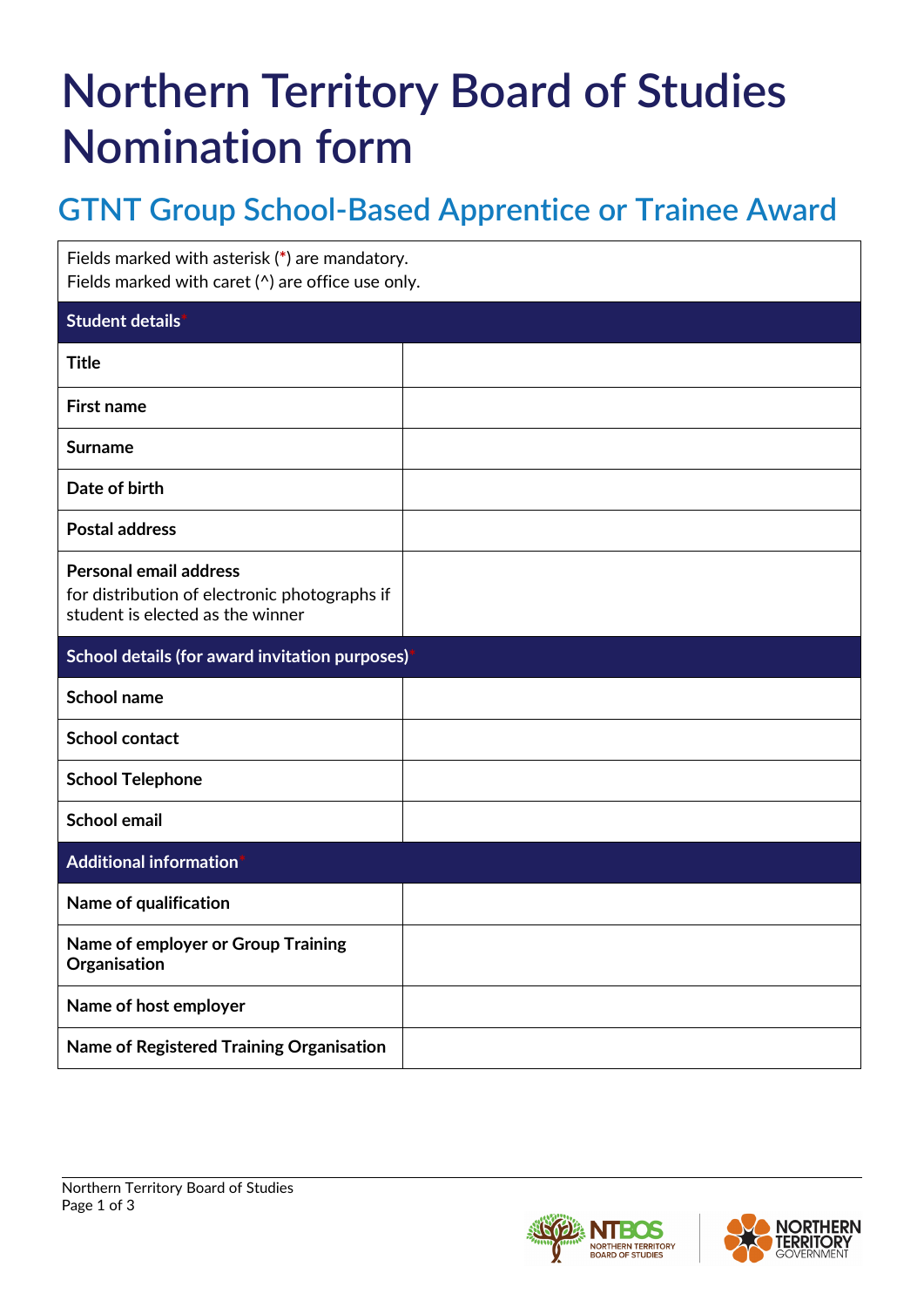# Northern Territory Board of Studies Nomination form

## GTNT Group School-Based Apprentice or Trainee Award

Fields marked with asterisk (*) are mandatory.
Fields marked with caret (^) are office use only.

| | |
|---|---|
| **Student details*** | |
| **Title** | |
| **First name** | |
| **Surname** | |
| **Date of birth** | |
| **Postal address** | |
| **Personal email address** for distribution of electronic photographs if student is elected as the winner | |
| **School details (for award invitation purposes)*** | |
| **School name** | |
| **School contact** | |
| **School Telephone** | |
| **School email** | |
| **Additional information*** | |
| **Name of qualification** | |
| **Name of employer or Group Training Organisation** | |
| **Name of host employer** | |
| **Name of Registered Training Organisation** | |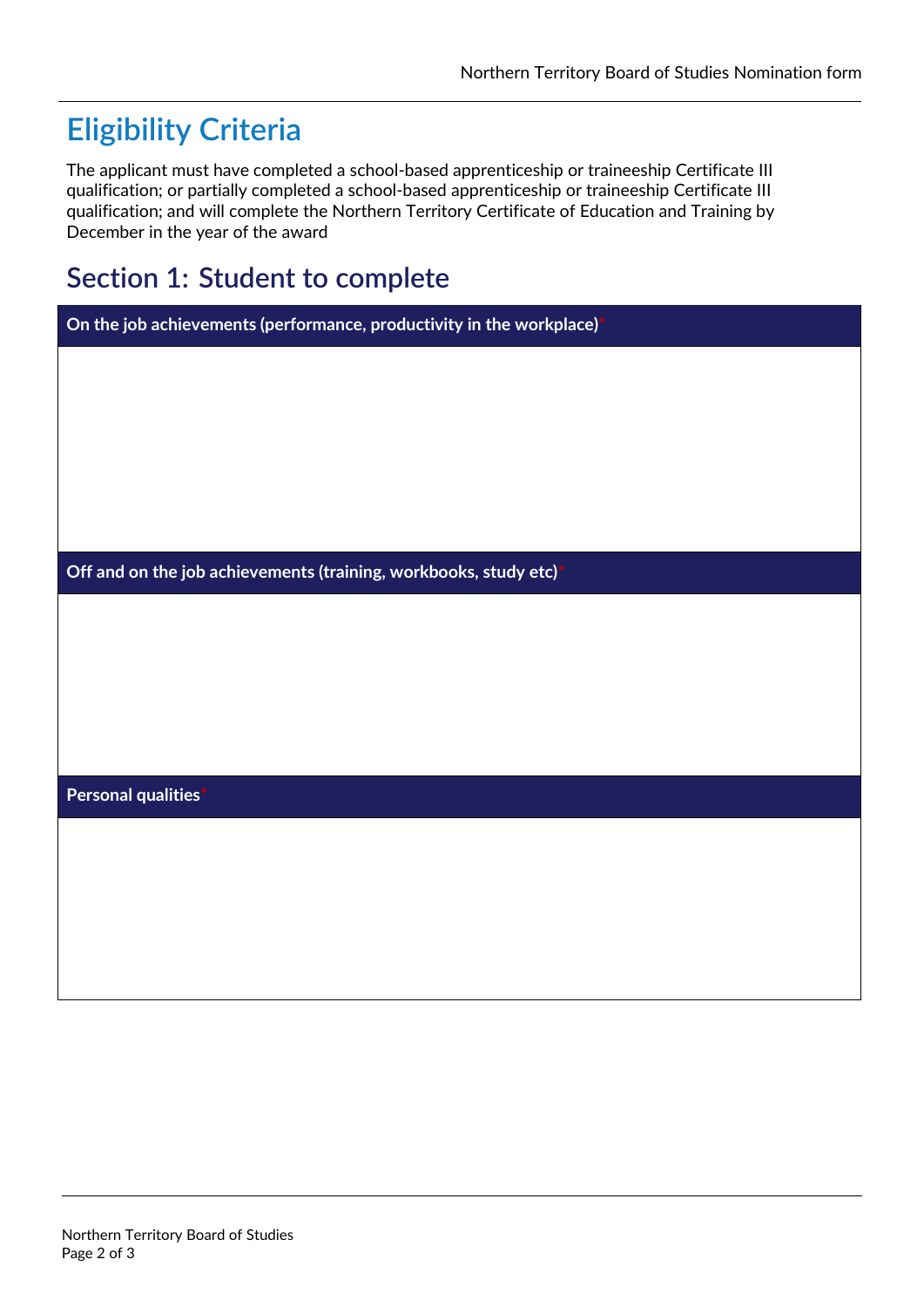# Eligibility Criteria

The applicant must have completed a school-based apprenticeship or traineeship Certificate III qualification; or partially completed a school-based apprenticeship or traineeship Certificate III qualification; and will complete the Northern Territory Certificate of Education and Training by December in the year of the award

## Section 1: Student to complete

| On the job achievements (performance, productivity in the workplace)* |
|---|
| |

| Off and on the job achievements (training, workbooks, study etc)* |
|---|
| |

| Personal qualities* |
|---|
| |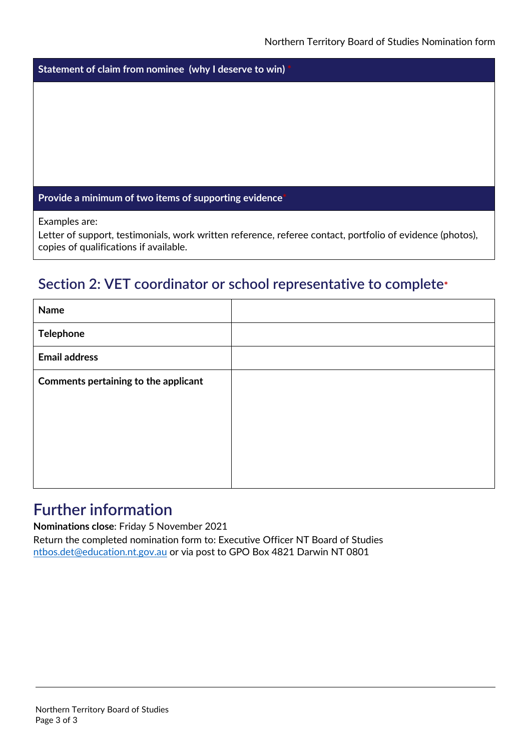| Statement of claim from nominee (why I deserve to win) * |
| --- |
| |

| Provide a minimum of two items of supporting evidence* |
| --- |
| Examples are:<br>Letter of support, testimonials, work written reference, referee contact, portfolio of evidence (photos), copies of qualifications if available. |

## Section 2: VET coordinator or school representative to complete*

| | |
| --- | --- |
| **Name** | |
| **Telephone** | |
| **Email address** | |
| **Comments pertaining to the applicant** | |

# Further information

**Nominations close**: Friday 5 November 2021

Return the completed nomination form to: Executive Officer NT Board of Studies
ntbos.det@education.nt.gov.au or via post to GPO Box 4821 Darwin NT 0801